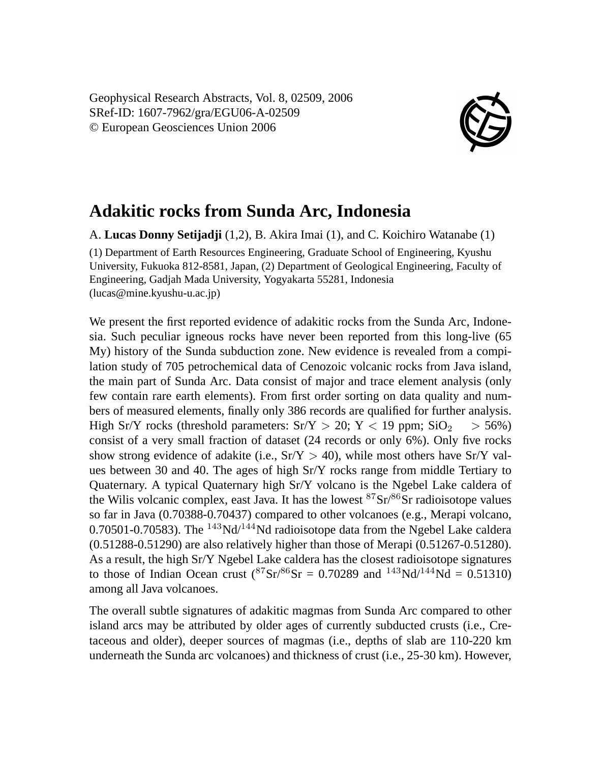Geophysical Research Abstracts, Vol. 8, 02509, 2006
SRef-ID: 1607-7962/gra/EGU06-A-02509
© European Geosciences Union 2006

# Adakitic rocks from Sunda Arc, Indonesia

A. **Lucas Donny Setijadji** (1,2), B. Akira Imai (1), and C. Koichiro Watanabe (1)

(1) Department of Earth Resources Engineering, Graduate School of Engineering, Kyushu University, Fukuoka 812-8581, Japan, (2) Department of Geological Engineering, Faculty of Engineering, Gadjah Mada University, Yogyakarta 55281, Indonesia (lucas@mine.kyushu-u.ac.jp)

We present the first reported evidence of adakitic rocks from the Sunda Arc, Indonesia. Such peculiar igneous rocks have never been reported from this long-live (65 My) history of the Sunda subduction zone. New evidence is revealed from a compilation study of 705 petrochemical data of Cenozoic volcanic rocks from Java island, the main part of Sunda Arc. Data consist of major and trace element analysis (only few contain rare earth elements). From first order sorting on data quality and numbers of measured elements, finally only 386 records are qualified for further analysis. High Sr/Y rocks (threshold parameters: Sr/Y $> 20$; Y $< 19$ ppm; $SiO_2$ $> 56\%$) consist of a very small fraction of dataset (24 records or only 6%). Only five rocks show strong evidence of adakite (i.e., Sr/Y $> 40$), while most others have Sr/Y values between 30 and 40. The ages of high Sr/Y rocks range from middle Tertiary to Quaternary. A typical Quaternary high Sr/Y volcano is the Ngebel Lake caldera of the Wilis volcanic complex, east Java. It has the lowest $^{87}$Sr/$^{86}$Sr radioisotope values so far in Java (0.70388-0.70437) compared to other volcanoes (e.g., Merapi volcano, 0.70501-0.70583). The $^{143}$Nd/$^{144}$Nd radioisotope data from the Ngebel Lake caldera (0.51288-0.51290) are also relatively higher than those of Merapi (0.51267-0.51280). As a result, the high Sr/Y Ngebel Lake caldera has the closest radioisotope signatures to those of Indian Ocean crust ($^{87}$Sr/$^{86}$Sr = 0.70289 and $^{143}$Nd/$^{144}$Nd = 0.51310) among all Java volcanoes.

The overall subtle signatures of adakitic magmas from Sunda Arc compared to other island arcs may be attributed by older ages of currently subducted crusts (i.e., Cretaceous and older), deeper sources of magmas (i.e., depths of slab are 110-220 km underneath the Sunda arc volcanoes) and thickness of crust (i.e., 25-30 km). However,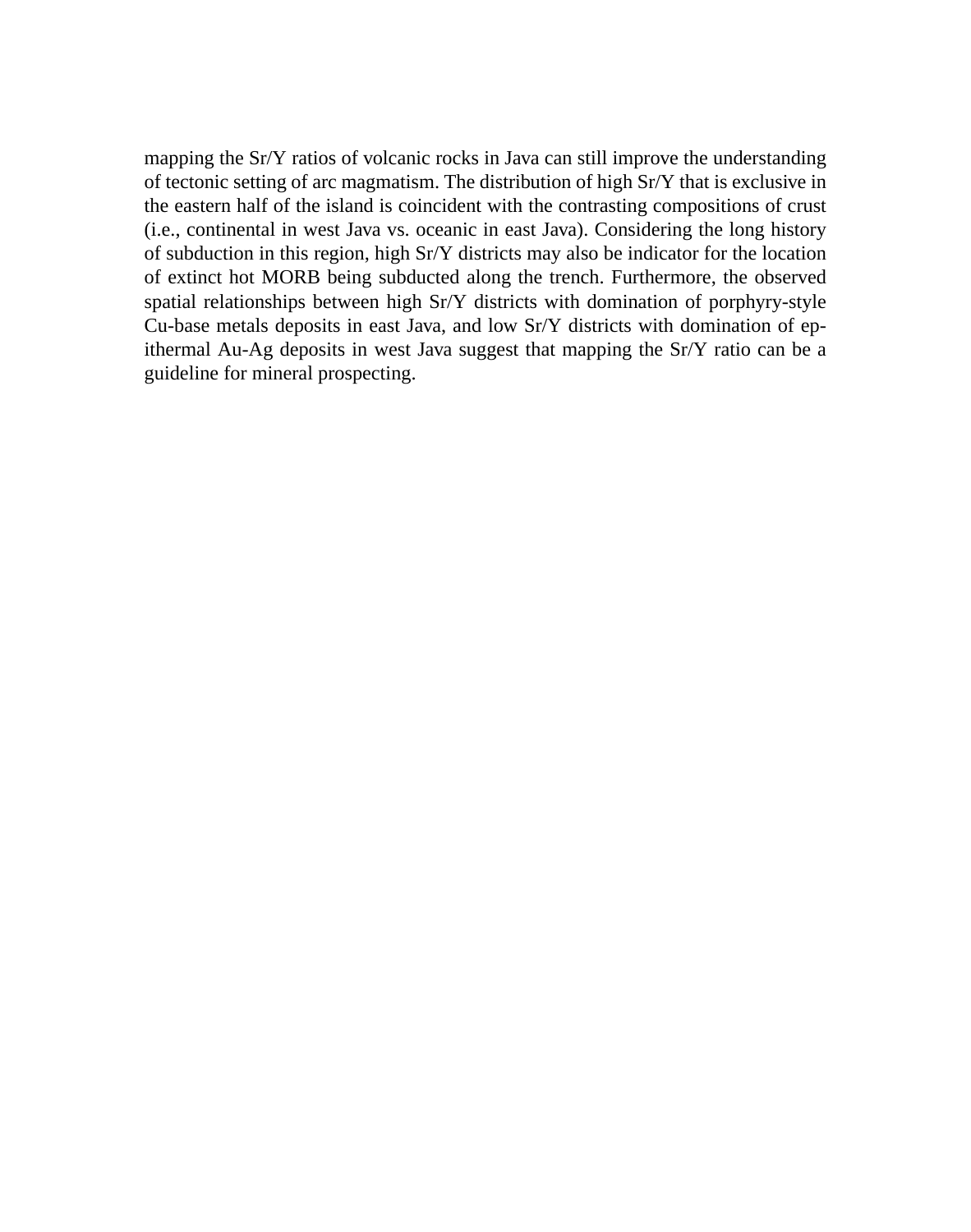mapping the Sr/Y ratios of volcanic rocks in Java can still improve the understanding of tectonic setting of arc magmatism. The distribution of high Sr/Y that is exclusive in the eastern half of the island is coincident with the contrasting compositions of crust (i.e., continental in west Java vs. oceanic in east Java). Considering the long history of subduction in this region, high Sr/Y districts may also be indicator for the location of extinct hot MORB being subducted along the trench. Furthermore, the observed spatial relationships between high Sr/Y districts with domination of porphyry-style Cu-base metals deposits in east Java, and low Sr/Y districts with domination of epithermal Au-Ag deposits in west Java suggest that mapping the Sr/Y ratio can be a guideline for mineral prospecting.